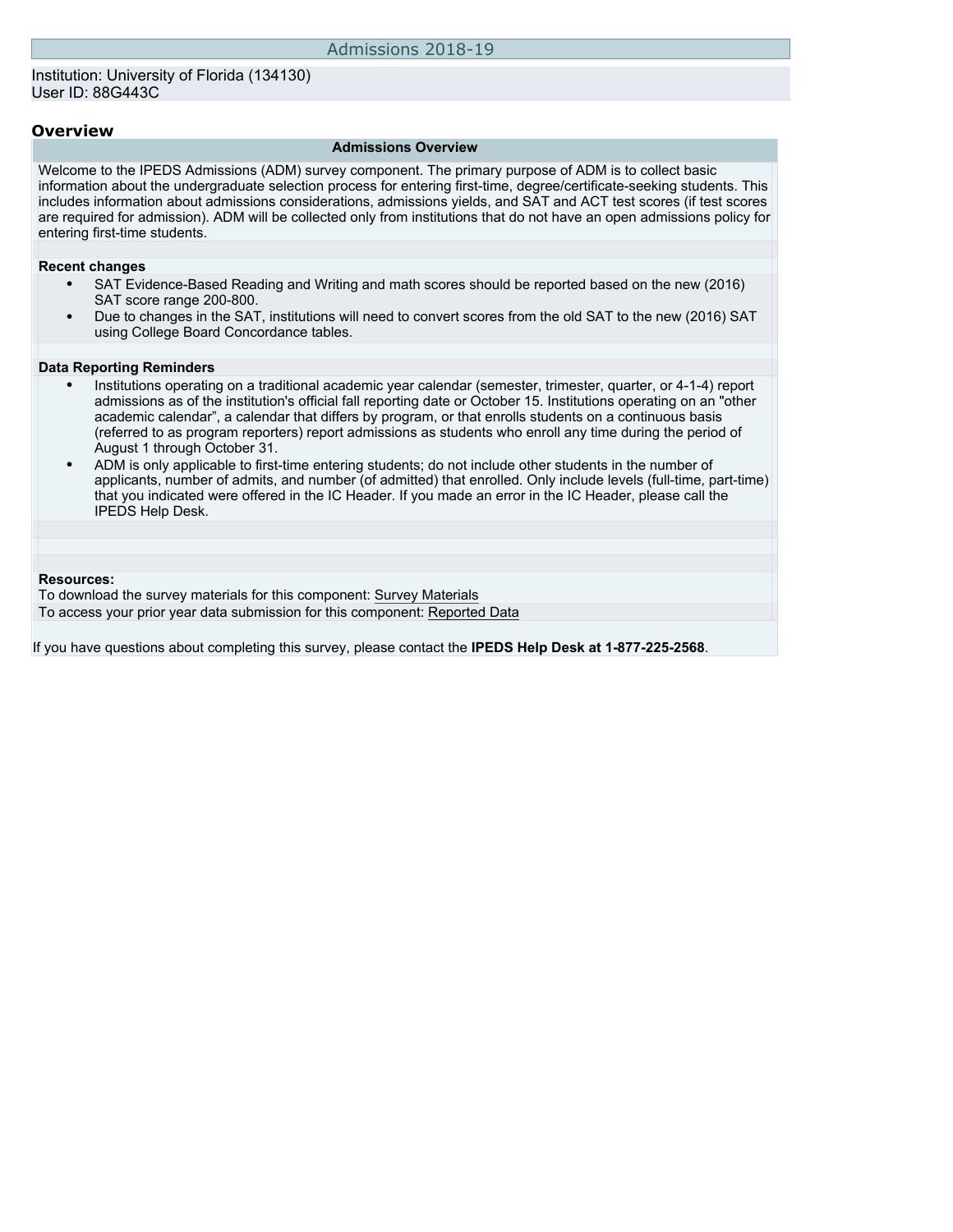# Admissions 2018-19

Institution: University of Florida (134130)
User ID: 88G443C

## Overview

### Admissions Overview

Welcome to the IPEDS Admissions (ADM) survey component. The primary purpose of ADM is to collect basic information about the undergraduate selection process for entering first-time, degree/certificate-seeking students. This includes information about admissions considerations, admissions yields, and SAT and ACT test scores (if test scores are required for admission). ADM will be collected only from institutions that do not have an open admissions policy for entering first-time students.

**Recent changes**

- SAT Evidence-Based Reading and Writing and math scores should be reported based on the new (2016) SAT score range 200-800.
- Due to changes in the SAT, institutions will need to convert scores from the old SAT to the new (2016) SAT using College Board Concordance tables.

**Data Reporting Reminders**

- Institutions operating on a traditional academic year calendar (semester, trimester, quarter, or 4-1-4) report admissions as of the institution's official fall reporting date or October 15. Institutions operating on an "other academic calendar", a calendar that differs by program, or that enrolls students on a continuous basis (referred to as program reporters) report admissions as students who enroll any time during the period of August 1 through October 31.
- ADM is only applicable to first-time entering students; do not include other students in the number of applicants, number of admits, and number (of admitted) that enrolled. Only include levels (full-time, part-time) that you indicated were offered in the IC Header. If you made an error in the IC Header, please call the IPEDS Help Desk.

**Resources:**

To download the survey materials for this component: Survey Materials

To access your prior year data submission for this component: Reported Data

If you have questions about completing this survey, please contact the **IPEDS Help Desk at 1-877-225-2568**.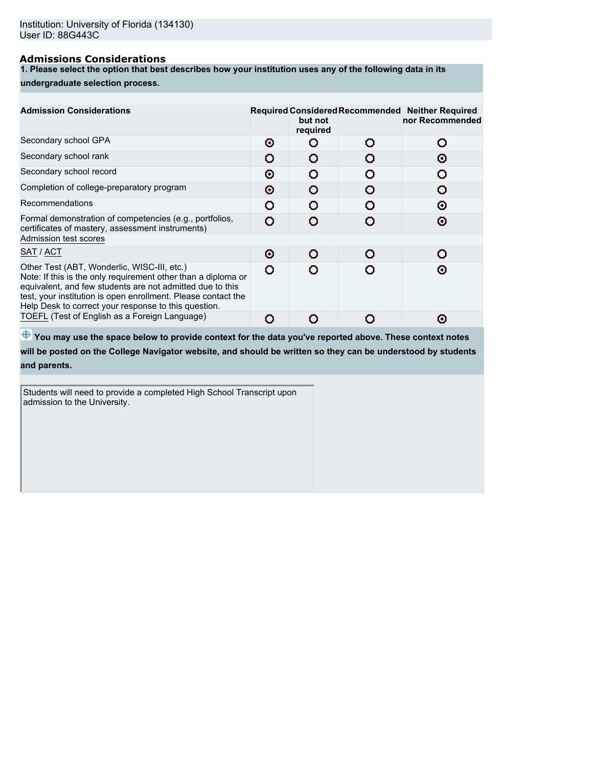Institution: University of Florida (134130)
User ID: 88G443C

### Admissions Considerations

**1. Please select the option that best describes how your institution uses any of the following data in its undergraduate selection process.**

| Admission Considerations | Required | Considered but not required | Recommended | Neither Required nor Recommended |
|---|---|---|---|---|
| Secondary school GPA | ⦿ | ○ | ○ | ○ |
| Secondary school rank | ○ | ○ | ○ | ⦿ |
| Secondary school record | ⦿ | ○ | ○ | ○ |
| Completion of college-preparatory program | ⦿ | ○ | ○ | ○ |
| Recommendations | ○ | ○ | ○ | ⦿ |
| Formal demonstration of competencies (e.g., portfolios, certificates of mastery, assessment instruments) | ○ | ○ | ○ | ⦿ |
| Admission test scores | | | | |
| SAT / ACT | ⦿ | ○ | ○ | ○ |
| Other Test (ABT, Wonderlic, WISC-III, etc.) Note: If this is the only requirement other than a diploma or equivalent, and few students are not admitted due to this test, your institution is open enrollment. Please contact the Help Desk to correct your response to this question. | ○ | ○ | ○ | ⦿ |
| TOEFL (Test of English as a Foreign Language) | ○ | ○ | ○ | ⦿ |

**You may use the space below to provide context for the data you've reported above. These context notes will be posted on the College Navigator website, and should be written so they can be understood by students and parents.**

Students will need to provide a completed High School Transcript upon admission to the University.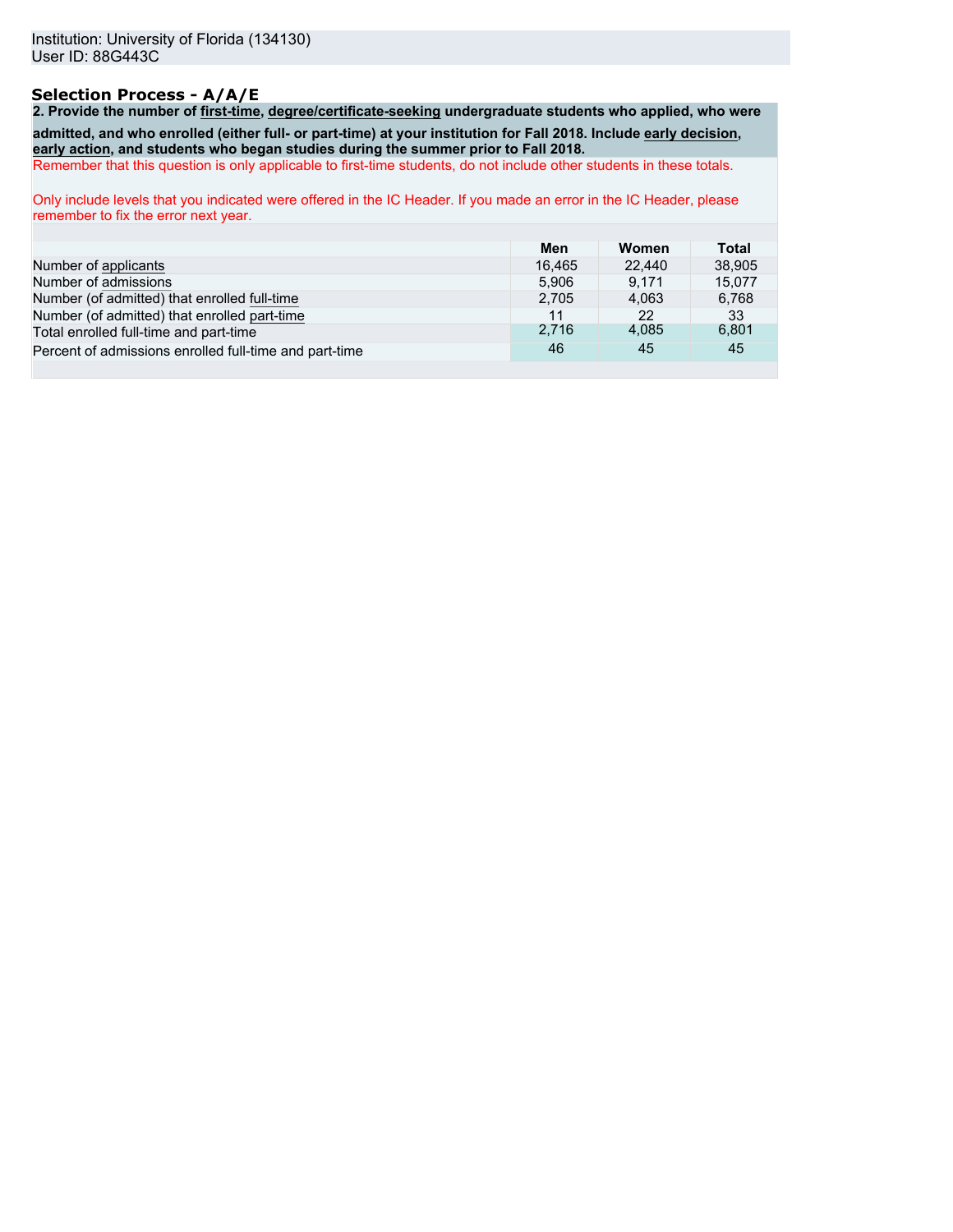Institution: University of Florida (134130)
User ID: 88G443C

## Selection Process - A/A/E

**2. Provide the number of first-time, degree/certificate-seeking undergraduate students who applied, who were admitted, and who enrolled (either full- or part-time) at your institution for Fall 2018. Include early decision, early action, and students who began studies during the summer prior to Fall 2018.**

Remember that this question is only applicable to first-time students, do not include other students in these totals.

Only include levels that you indicated were offered in the IC Header. If you made an error in the IC Header, please remember to fix the error next year.

| | Men | Women | Total |
|---|---|---|---|
| Number of applicants | 16,465 | 22,440 | 38,905 |
| Number of admissions | 5,906 | 9,171 | 15,077 |
| Number (of admitted) that enrolled full-time | 2,705 | 4,063 | 6,768 |
| Number (of admitted) that enrolled part-time | 11 | 22 | 33 |
| Total enrolled full-time and part-time | 2,716 | 4,085 | 6,801 |
| Percent of admissions enrolled full-time and part-time | 46 | 45 | 45 |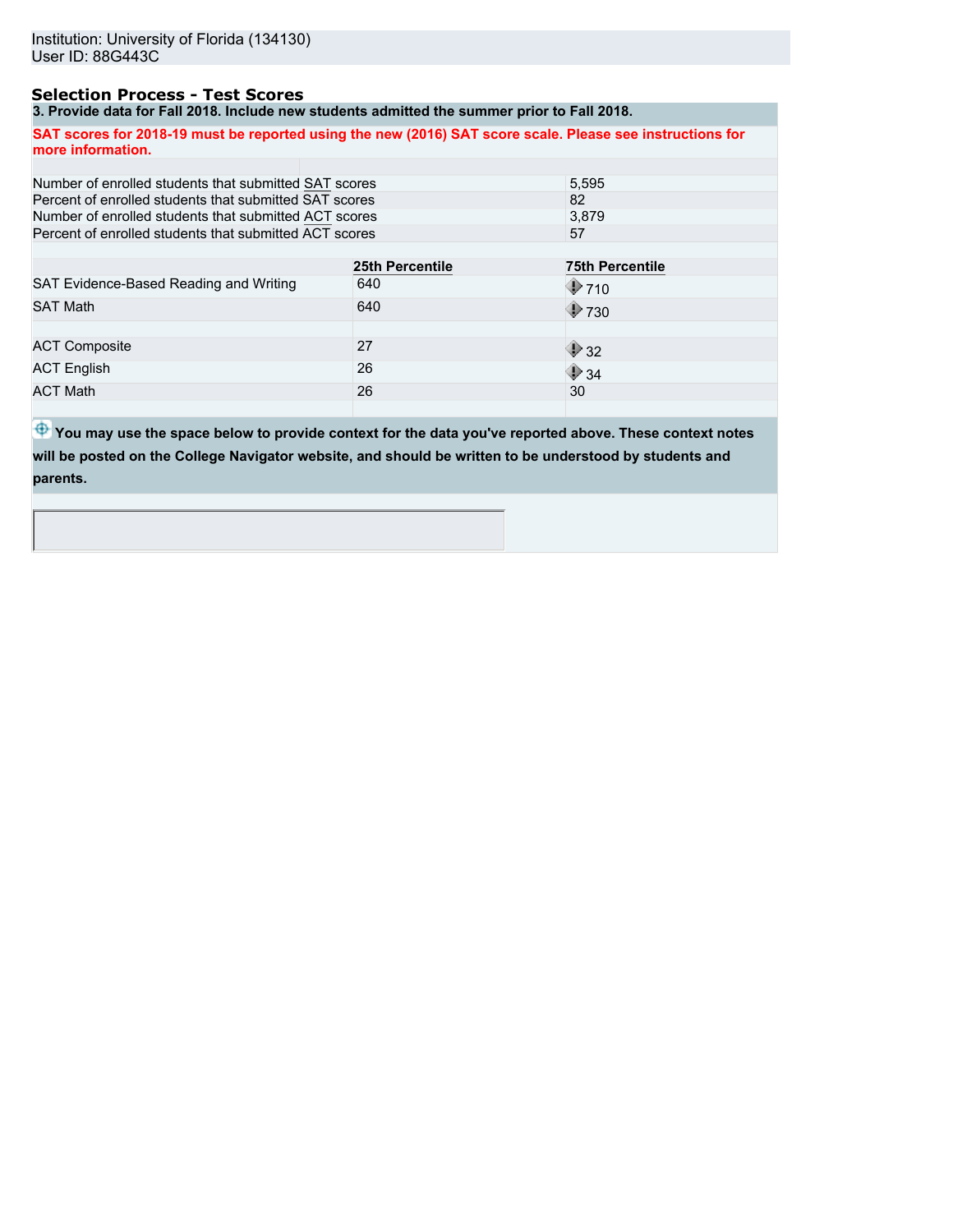Institution: University of Florida (134130)
User ID: 88G443C

## Selection Process - Test Scores

**3. Provide data for Fall 2018. Include new students admitted the summer prior to Fall 2018.**

**SAT scores for 2018-19 must be reported using the new (2016) SAT score scale. Please see instructions for more information.**

| | |
|---|---|
| Number of enrolled students that submitted SAT scores | 5,595 |
| Percent of enrolled students that submitted SAT scores | 82 |
| Number of enrolled students that submitted ACT scores | 3,879 |
| Percent of enrolled students that submitted ACT scores | 57 |

| | 25th Percentile | 75th Percentile |
|---|---|---|
| SAT Evidence-Based Reading and Writing | 640 | 710 |
| SAT Math | 640 | 730 |
| ACT Composite | 27 | 32 |
| ACT English | 26 | 34 |
| ACT Math | 26 | 30 |

**You may use the space below to provide context for the data you've reported above. These context notes will be posted on the College Navigator website, and should be written to be understood by students and parents.**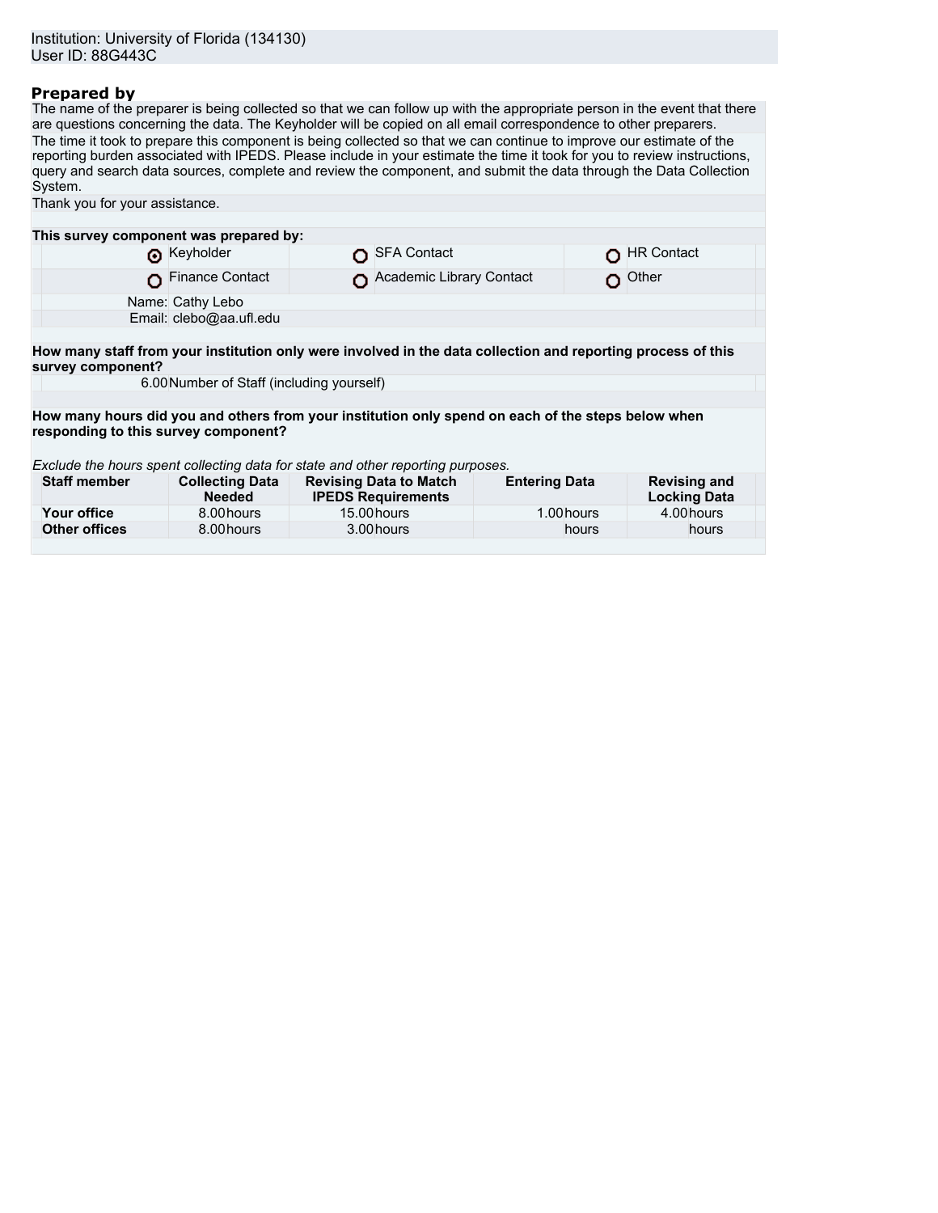Institution: University of Florida (134130)
User ID: 88G443C

## Prepared by

The name of the preparer is being collected so that we can follow up with the appropriate person in the event that there are questions concerning the data. The Keyholder will be copied on all email correspondence to other preparers.

The time it took to prepare this component is being collected so that we can continue to improve our estimate of the reporting burden associated with IPEDS. Please include in your estimate the time it took for you to review instructions, query and search data sources, complete and review the component, and submit the data through the Data Collection System.

Thank you for your assistance.

**This survey component was prepared by:**

| | | |
|---|---|---|
| (●) Keyholder | ( ) SFA Contact | ( ) HR Contact |
| ( ) Finance Contact | ( ) Academic Library Contact | ( ) Other |

Name: Cathy Lebo
Email: clebo@aa.ufl.edu

**How many staff from your institution only were involved in the data collection and reporting process of this survey component?**

6.00 Number of Staff (including yourself)

**How many hours did you and others from your institution only spend on each of the steps below when responding to this survey component?**

*Exclude the hours spent collecting data for state and other reporting purposes.*

| Staff member | Collecting Data Needed | Revising Data to Match IPEDS Requirements | Entering Data | Revising and Locking Data |
|---|---|---|---|---|
| **Your office** | 8.00 hours | 15.00 hours | 1.00 hours | 4.00 hours |
| **Other offices** | 8.00 hours | 3.00 hours | hours | hours |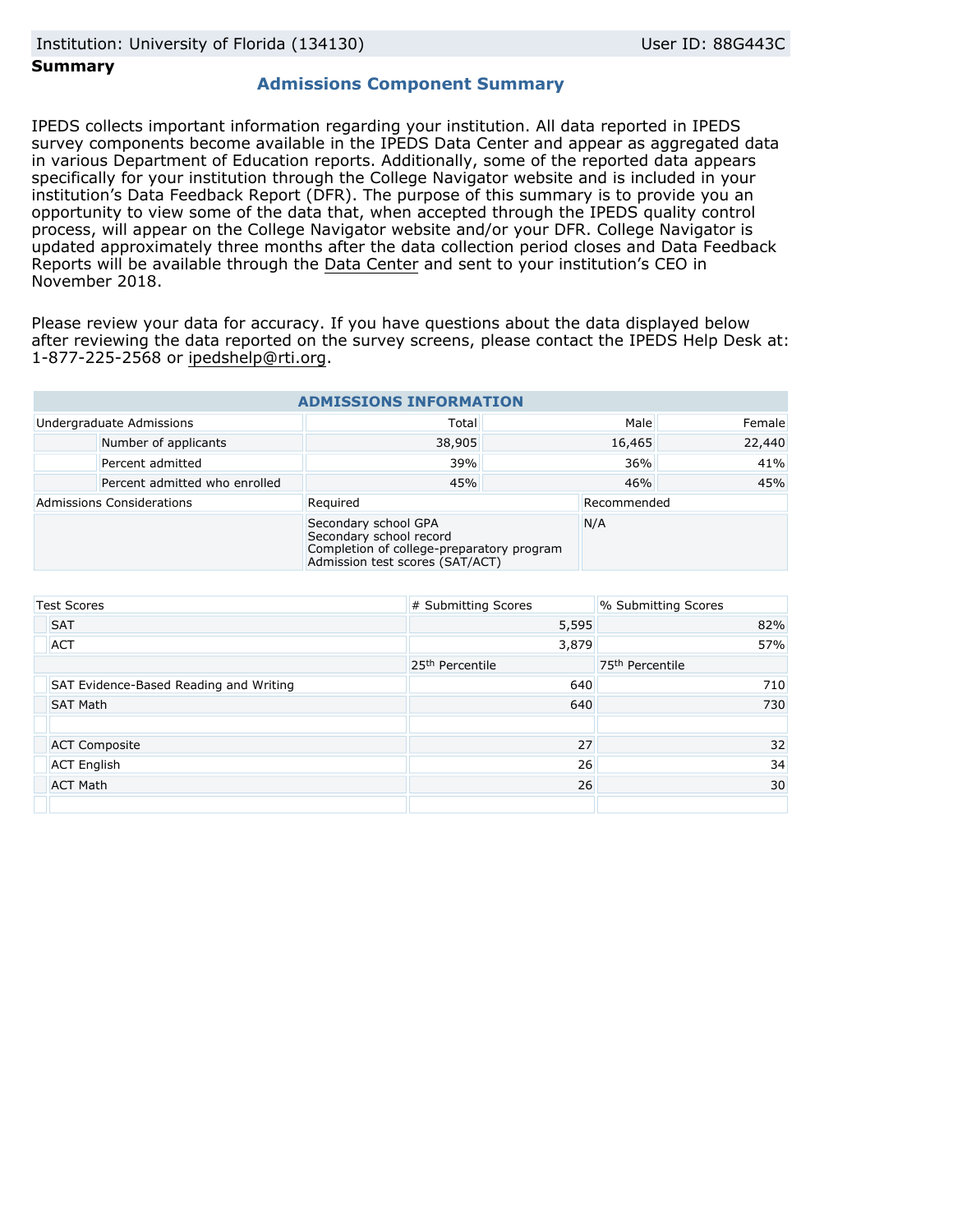**Summary**

## Admissions Component Summary

IPEDS collects important information regarding your institution. All data reported in IPEDS survey components become available in the IPEDS Data Center and appear as aggregated data in various Department of Education reports. Additionally, some of the reported data appears specifically for your institution through the College Navigator website and is included in your institution's Data Feedback Report (DFR). The purpose of this summary is to provide you an opportunity to view some of the data that, when accepted through the IPEDS quality control process, will appear on the College Navigator website and/or your DFR. College Navigator is updated approximately three months after the data collection period closes and Data Feedback Reports will be available through the Data Center and sent to your institution's CEO in November 2018.

Please review your data for accuracy. If you have questions about the data displayed below after reviewing the data reported on the survey screens, please contact the IPEDS Help Desk at: 1-877-225-2568 or ipedshelp@rti.org.

### ADMISSIONS INFORMATION

| Undergraduate Admissions | Total | Male | Female |
|---|---|---|---|
| Number of applicants | 38,905 | 16,465 | 22,440 |
| Percent admitted | 39% | 36% | 41% |
| Percent admitted who enrolled | 45% | 46% | 45% |

| Admissions Considerations | Required | Recommended |
|---|---|---|
| | Secondary school GPA<br>Secondary school record<br>Completion of college-preparatory program<br>Admission test scores (SAT/ACT) | N/A |

| Test Scores | # Submitting Scores | % Submitting Scores |
|---|---|---|
| SAT | 5,595 | 82% |
| ACT | 3,879 | 57% |
| | 25th Percentile | 75th Percentile |
| SAT Evidence-Based Reading and Writing | 640 | 710 |
| SAT Math | 640 | 730 |
| | | |
| ACT Composite | 27 | 32 |
| ACT English | 26 | 34 |
| ACT Math | 26 | 30 |
| | | |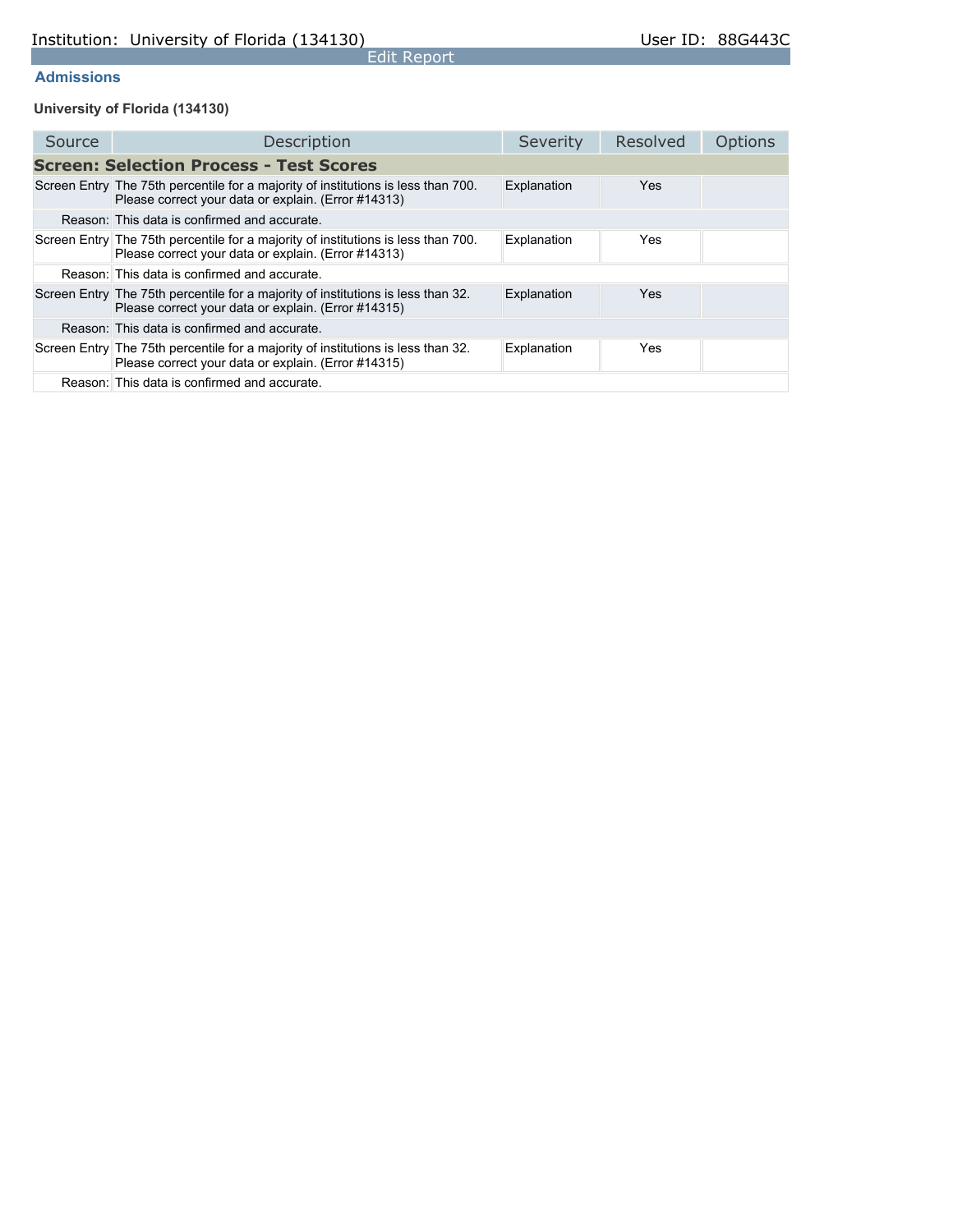Institution: University of Florida (134130)    User ID: 88G443C

Edit Report

## Admissions

**University of Florida (134130)**

| Source | Description | Severity | Resolved | Options |
|---|---|---|---|---|
| **Screen: Selection Process - Test Scores** | | | | |
| Screen Entry | The 75th percentile for a majority of institutions is less than 700. Please correct your data or explain. (Error #14313) | Explanation | Yes | |
| Reason: | This data is confirmed and accurate. | | | |
| Screen Entry | The 75th percentile for a majority of institutions is less than 700. Please correct your data or explain. (Error #14313) | Explanation | Yes | |
| Reason: | This data is confirmed and accurate. | | | |
| Screen Entry | The 75th percentile for a majority of institutions is less than 32. Please correct your data or explain. (Error #14315) | Explanation | Yes | |
| Reason: | This data is confirmed and accurate. | | | |
| Screen Entry | The 75th percentile for a majority of institutions is less than 32. Please correct your data or explain. (Error #14315) | Explanation | Yes | |
| Reason: | This data is confirmed and accurate. | | | |